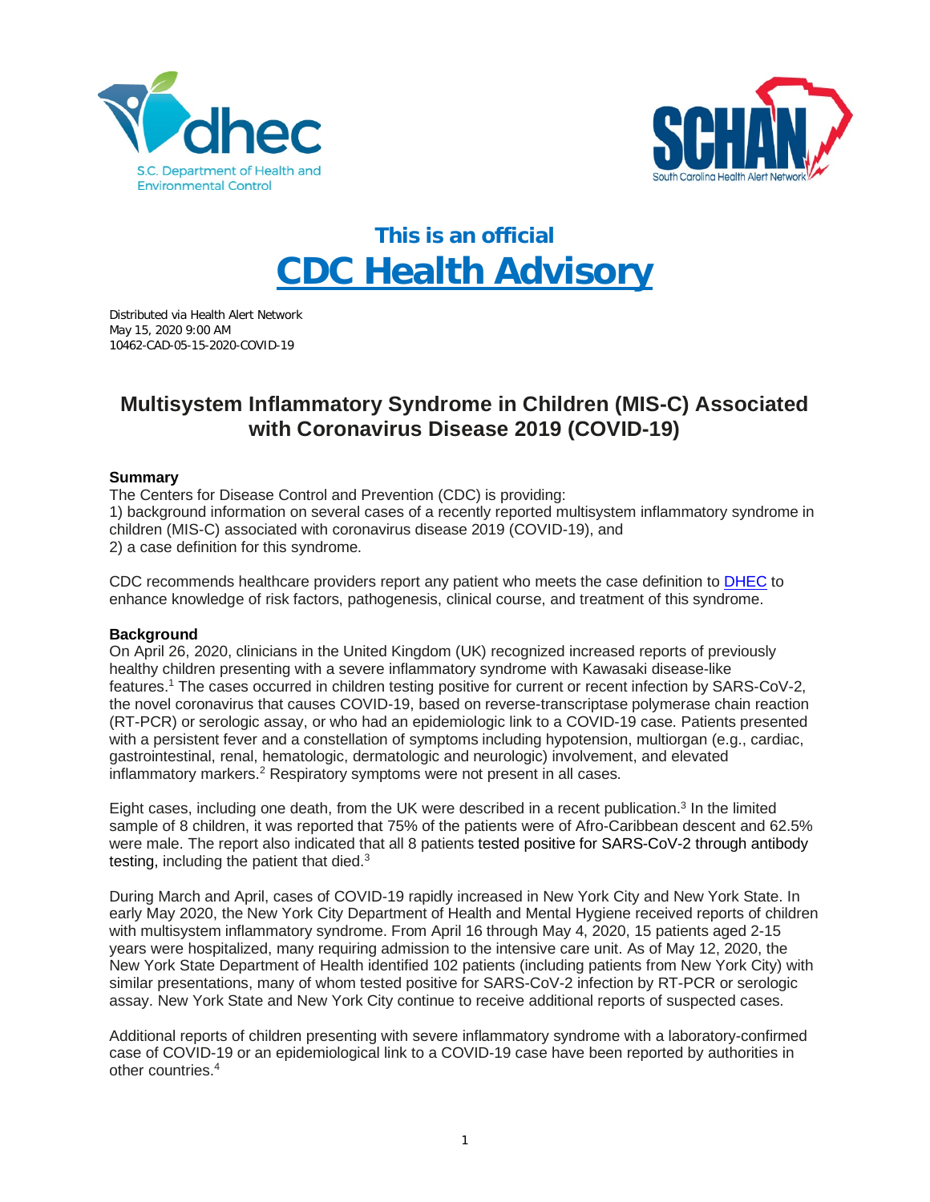# This is an official
# CDC Health Advisory

Distributed via Health Alert Network
May 15, 2020 9:00 AM
10462-CAD-05-15-2020-COVID-19

## Multisystem Inflammatory Syndrome in Children (MIS-C) Associated with Coronavirus Disease 2019 (COVID-19)

**Summary**
The Centers for Disease Control and Prevention (CDC) is providing:
1) background information on several cases of a recently reported multisystem inflammatory syndrome in children (MIS-C) associated with coronavirus disease 2019 (COVID-19), and
2) a case definition for this syndrome.

CDC recommends healthcare providers report any patient who meets the case definition to DHEC to enhance knowledge of risk factors, pathogenesis, clinical course, and treatment of this syndrome.

**Background**
On April 26, 2020, clinicians in the United Kingdom (UK) recognized increased reports of previously healthy children presenting with a severe inflammatory syndrome with Kawasaki disease-like features.[1] The cases occurred in children testing positive for current or recent infection by SARS-CoV-2, the novel coronavirus that causes COVID-19, based on reverse-transcriptase polymerase chain reaction (RT-PCR) or serologic assay, or who had an epidemiologic link to a COVID-19 case. Patients presented with a persistent fever and a constellation of symptoms including hypotension, multiorgan (e.g., cardiac, gastrointestinal, renal, hematologic, dermatologic and neurologic) involvement, and elevated inflammatory markers.[2] Respiratory symptoms were not present in all cases.

Eight cases, including one death, from the UK were described in a recent publication.[3] In the limited sample of 8 children, it was reported that 75% of the patients were of Afro-Caribbean descent and 62.5% were male. The report also indicated that all 8 patients tested positive for SARS-CoV-2 through antibody testing, including the patient that died.[3]

During March and April, cases of COVID-19 rapidly increased in New York City and New York State. In early May 2020, the New York City Department of Health and Mental Hygiene received reports of children with multisystem inflammatory syndrome. From April 16 through May 4, 2020, 15 patients aged 2-15 years were hospitalized, many requiring admission to the intensive care unit. As of May 12, 2020, the New York State Department of Health identified 102 patients (including patients from New York City) with similar presentations, many of whom tested positive for SARS-CoV-2 infection by RT-PCR or serologic assay. New York State and New York City continue to receive additional reports of suspected cases.

Additional reports of children presenting with severe inflammatory syndrome with a laboratory-confirmed case of COVID-19 or an epidemiological link to a COVID-19 case have been reported by authorities in other countries.[4]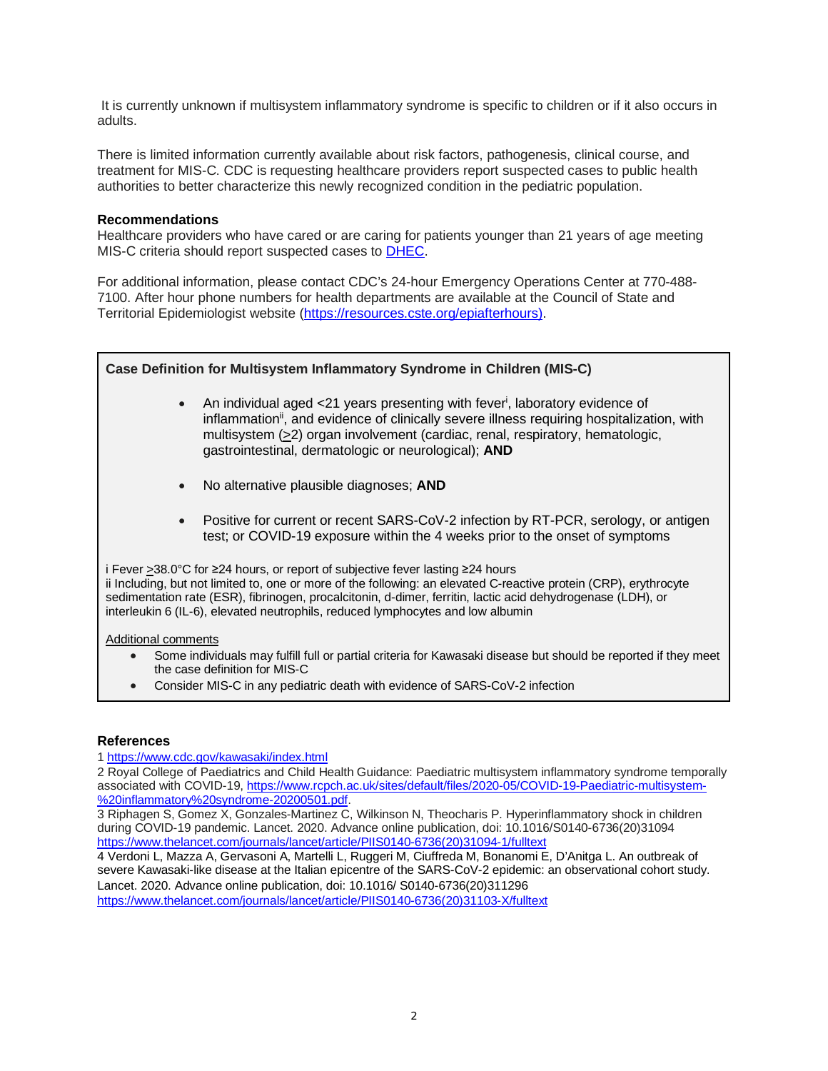It is currently unknown if multisystem inflammatory syndrome is specific to children or if it also occurs in adults.

There is limited information currently available about risk factors, pathogenesis, clinical course, and treatment for MIS-C. CDC is requesting healthcare providers report suspected cases to public health authorities to better characterize this newly recognized condition in the pediatric population.

**Recommendations**
Healthcare providers who have cared or are caring for patients younger than 21 years of age meeting MIS-C criteria should report suspected cases to DHEC.

For additional information, please contact CDC's 24-hour Emergency Operations Center at 770-488-7100. After hour phone numbers for health departments are available at the Council of State and Territorial Epidemiologist website (https://resources.cste.org/epiafterhours).

**Case Definition for Multisystem Inflammatory Syndrome in Children (MIS-C)**

- An individual aged <21 years presenting with fever[i], laboratory evidence of inflammation[ii], and evidence of clinically severe illness requiring hospitalization, with multisystem (≥2) organ involvement (cardiac, renal, respiratory, hematologic, gastrointestinal, dermatologic or neurological); **AND**
- No alternative plausible diagnoses; **AND**
- Positive for current or recent SARS-CoV-2 infection by RT-PCR, serology, or antigen test; or COVID-19 exposure within the 4 weeks prior to the onset of symptoms

i Fever ≥38.0°C for ≥24 hours, or report of subjective fever lasting ≥24 hours
ii Including, but not limited to, one or more of the following: an elevated C-reactive protein (CRP), erythrocyte sedimentation rate (ESR), fibrinogen, procalcitonin, d-dimer, ferritin, lactic acid dehydrogenase (LDH), or interleukin 6 (IL-6), elevated neutrophils, reduced lymphocytes and low albumin

Additional comments

- Some individuals may fulfill full or partial criteria for Kawasaki disease but should be reported if they meet the case definition for MIS-C
- Consider MIS-C in any pediatric death with evidence of SARS-CoV-2 infection

**References**

1 https://www.cdc.gov/kawasaki/index.html

2 Royal College of Paediatrics and Child Health Guidance: Paediatric multisystem inflammatory syndrome temporally associated with COVID-19, https://www.rcpch.ac.uk/sites/default/files/2020-05/COVID-19-Paediatric-multisystem-%20inflammatory%20syndrome-20200501.pdf.

3 Riphagen S, Gomez X, Gonzales-Martinez C, Wilkinson N, Theocharis P. Hyperinflammatory shock in children during COVID-19 pandemic. Lancet. 2020. Advance online publication, doi: 10.1016/S0140-6736(20)31094 https://www.thelancet.com/journals/lancet/article/PIIS0140-6736(20)31094-1/fulltext

4 Verdoni L, Mazza A, Gervasoni A, Martelli L, Ruggeri M, Ciuffreda M, Bonanomi E, D'Anitga L. An outbreak of severe Kawasaki-like disease at the Italian epicentre of the SARS-CoV-2 epidemic: an observational cohort study. Lancet. 2020. Advance online publication, doi: 10.1016/ S0140-6736(20)311296 https://www.thelancet.com/journals/lancet/article/PIIS0140-6736(20)31103-X/fulltext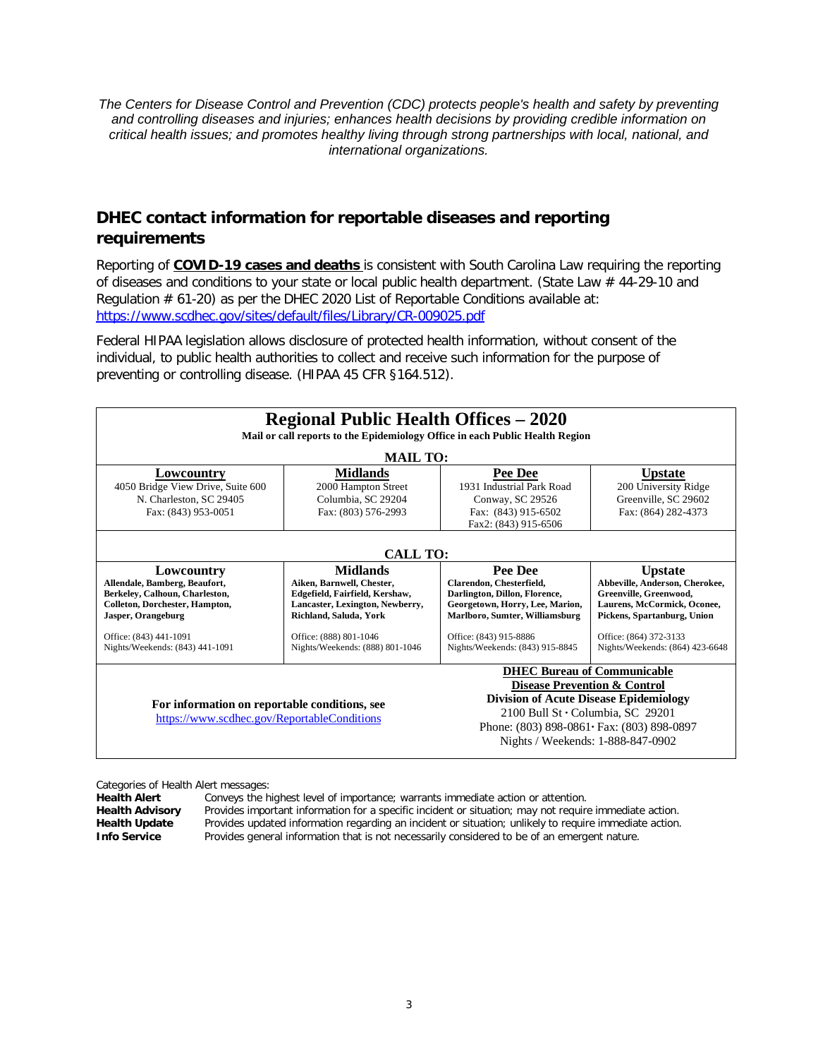*The Centers for Disease Control and Prevention (CDC) protects people's health and safety by preventing and controlling diseases and injuries; enhances health decisions by providing credible information on critical health issues; and promotes healthy living through strong partnerships with local, national, and international organizations.*

## DHEC contact information for reportable diseases and reporting requirements

Reporting of **COVID-19 cases and deaths** is consistent with South Carolina Law requiring the reporting of diseases and conditions to your state or local public health department. (State Law # 44-29-10 and Regulation # 61-20) as per the DHEC 2020 List of Reportable Conditions available at: https://www.scdhec.gov/sites/default/files/Library/CR-009025.pdf

Federal HIPAA legislation allows disclosure of protected health information, without consent of the individual, to public health authorities to collect and receive such information for the purpose of preventing or controlling disease. (HIPAA 45 CFR §164.512).

### Regional Public Health Offices – 2020

**Mail or call reports to the Epidemiology Office in each Public Health Region**

**MAIL TO:**

| Lowcountry | Midlands | Pee Dee | Upstate |
|---|---|---|---|
| 4050 Bridge View Drive, Suite 600<br>N. Charleston, SC 29405<br>Fax: (843) 953-0051 | 2000 Hampton Street<br>Columbia, SC 29204<br>Fax: (803) 576-2993 | 1931 Industrial Park Road<br>Conway, SC 29526<br>Fax: (843) 915-6502<br>Fax2: (843) 915-6506 | 200 University Ridge<br>Greenville, SC 29602<br>Fax: (864) 282-4373 |

**CALL TO:**

| Lowcountry | Midlands | Pee Dee | Upstate |
|---|---|---|---|
| **Allendale, Bamberg, Beaufort, Berkeley, Calhoun, Charleston, Colleton, Dorchester, Hampton, Jasper, Orangeburg** | **Aiken, Barnwell, Chester, Edgefield, Fairfield, Kershaw, Lancaster, Lexington, Newberry, Richland, Saluda, York** | **Clarendon, Chesterfield, Darlington, Dillon, Florence, Georgetown, Horry, Lee, Marion, Marlboro, Sumter, Williamsburg** | **Abbeville, Anderson, Cherokee, Greenville, Greenwood, Laurens, McCormick, Oconee, Pickens, Spartanburg, Union** |
| Office: (843) 441-1091<br>Nights/Weekends: (843) 441-1091 | Office: (888) 801-1046<br>Nights/Weekends: (888) 801-1046 | Office: (843) 915-8886<br>Nights/Weekends: (843) 915-8845 | Office: (864) 372-3133<br>Nights/Weekends: (864) 423-6648 |

**For information on reportable conditions, see** https://www.scdhec.gov/ReportableConditions

**DHEC Bureau of Communicable Disease Prevention & Control**
**Division of Acute Disease Epidemiology**
2100 Bull St · Columbia, SC 29201
Phone: (803) 898-0861 · Fax: (803) 898-0897
Nights / Weekends: 1-888-847-0902

Categories of Health Alert messages:

**Health Alert** Conveys the highest level of importance; warrants immediate action or attention.
**Health Advisory** Provides important information for a specific incident or situation; may not require immediate action.
**Health Update** Provides updated information regarding an incident or situation; unlikely to require immediate action.
**Info Service** Provides general information that is not necessarily considered to be of an emergent nature.